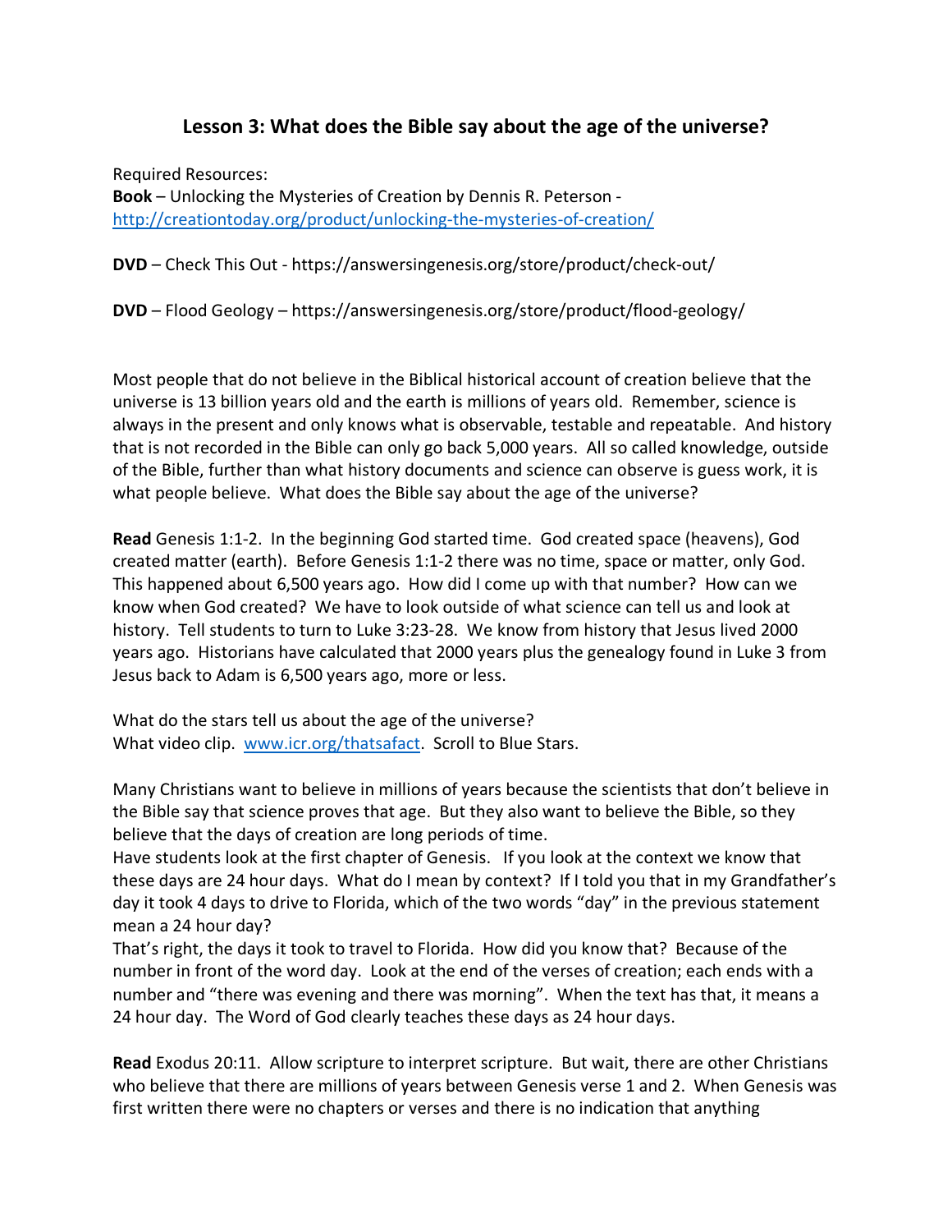## Lesson 3: What does the Bible say about the age of the universe?

Required Resources:
**Book** – Unlocking the Mysteries of Creation by Dennis R. Peterson - http://creationtoday.org/product/unlocking-the-mysteries-of-creation/

**DVD** – Check This Out - https://answersingenesis.org/store/product/check-out/

**DVD** – Flood Geology – https://answersingenesis.org/store/product/flood-geology/

Most people that do not believe in the Biblical historical account of creation believe that the universe is 13 billion years old and the earth is millions of years old. Remember, science is always in the present and only knows what is observable, testable and repeatable. And history that is not recorded in the Bible can only go back 5,000 years. All so called knowledge, outside of the Bible, further than what history documents and science can observe is guess work, it is what people believe. What does the Bible say about the age of the universe?

**Read** Genesis 1:1-2. In the beginning God started time. God created space (heavens), God created matter (earth). Before Genesis 1:1-2 there was no time, space or matter, only God. This happened about 6,500 years ago. How did I come up with that number? How can we know when God created? We have to look outside of what science can tell us and look at history. Tell students to turn to Luke 3:23-28. We know from history that Jesus lived 2000 years ago. Historians have calculated that 2000 years plus the genealogy found in Luke 3 from Jesus back to Adam is 6,500 years ago, more or less.

What do the stars tell us about the age of the universe?
What video clip. www.icr.org/thatsafact. Scroll to Blue Stars.

Many Christians want to believe in millions of years because the scientists that don't believe in the Bible say that science proves that age. But they also want to believe the Bible, so they believe that the days of creation are long periods of time.
Have students look at the first chapter of Genesis. If you look at the context we know that these days are 24 hour days. What do I mean by context? If I told you that in my Grandfather's day it took 4 days to drive to Florida, which of the two words "day" in the previous statement mean a 24 hour day?
That's right, the days it took to travel to Florida. How did you know that? Because of the number in front of the word day. Look at the end of the verses of creation; each ends with a number and "there was evening and there was morning". When the text has that, it means a 24 hour day. The Word of God clearly teaches these days as 24 hour days.

**Read** Exodus 20:11. Allow scripture to interpret scripture. But wait, there are other Christians who believe that there are millions of years between Genesis verse 1 and 2. When Genesis was first written there were no chapters or verses and there is no indication that anything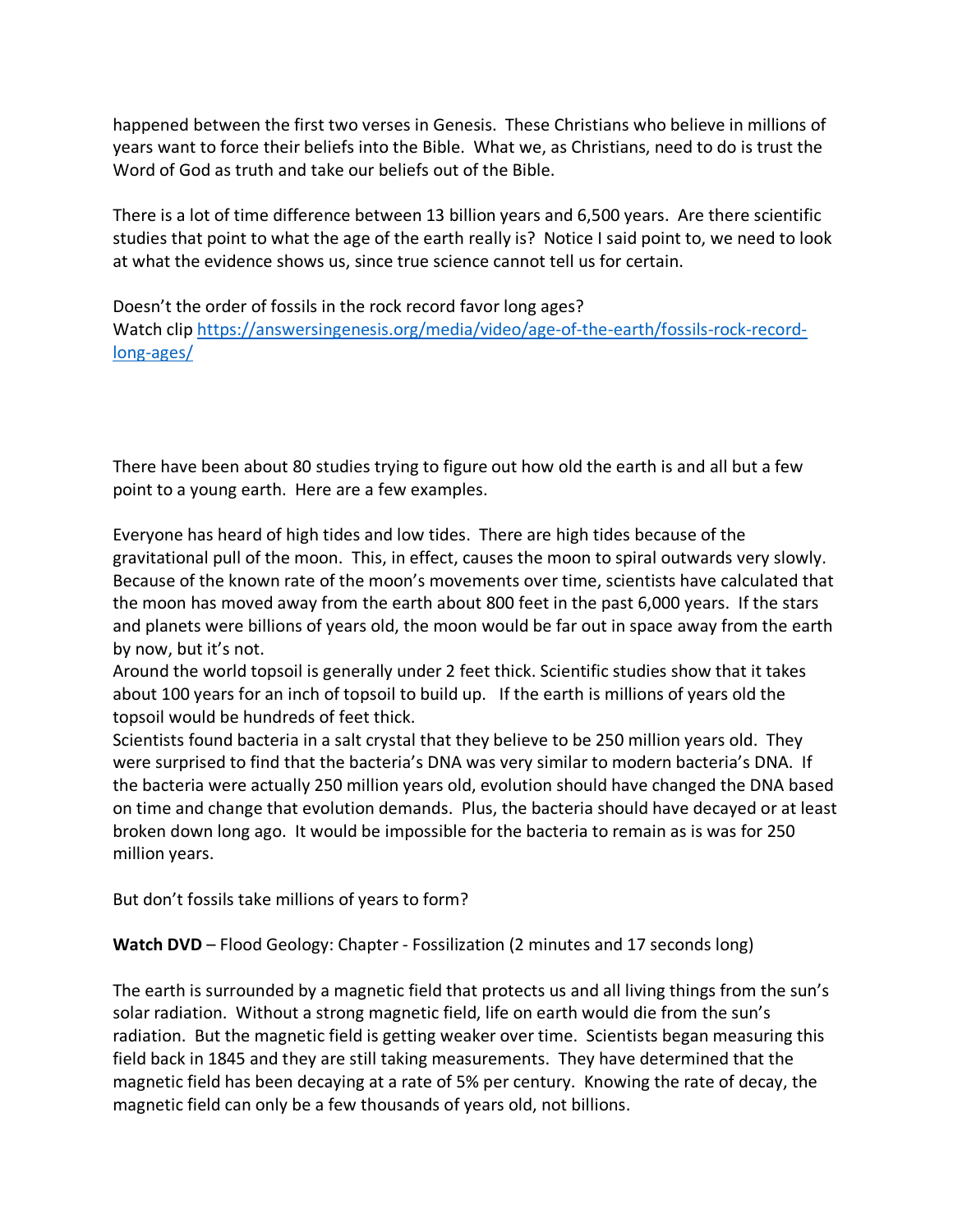happened between the first two verses in Genesis. These Christians who believe in millions of years want to force their beliefs into the Bible. What we, as Christians, need to do is trust the Word of God as truth and take our beliefs out of the Bible.

There is a lot of time difference between 13 billion years and 6,500 years. Are there scientific studies that point to what the age of the earth really is? Notice I said point to, we need to look at what the evidence shows us, since true science cannot tell us for certain.

Doesn't the order of fossils in the rock record favor long ages?
Watch clip [https://answersingenesis.org/media/video/age-of-the-earth/fossils-rock-record-long-ages/](https://answersingenesis.org/media/video/age-of-the-earth/fossils-rock-record-long-ages/)

There have been about 80 studies trying to figure out how old the earth is and all but a few point to a young earth. Here are a few examples.

Everyone has heard of high tides and low tides. There are high tides because of the gravitational pull of the moon. This, in effect, causes the moon to spiral outwards very slowly. Because of the known rate of the moon's movements over time, scientists have calculated that the moon has moved away from the earth about 800 feet in the past 6,000 years. If the stars and planets were billions of years old, the moon would be far out in space away from the earth by now, but it's not.
Around the world topsoil is generally under 2 feet thick. Scientific studies show that it takes about 100 years for an inch of topsoil to build up. If the earth is millions of years old the topsoil would be hundreds of feet thick.
Scientists found bacteria in a salt crystal that they believe to be 250 million years old. They were surprised to find that the bacteria's DNA was very similar to modern bacteria's DNA. If the bacteria were actually 250 million years old, evolution should have changed the DNA based on time and change that evolution demands. Plus, the bacteria should have decayed or at least broken down long ago. It would be impossible for the bacteria to remain as is was for 250 million years.

But don't fossils take millions of years to form?

**Watch DVD** – Flood Geology: Chapter - Fossilization (2 minutes and 17 seconds long)

The earth is surrounded by a magnetic field that protects us and all living things from the sun's solar radiation. Without a strong magnetic field, life on earth would die from the sun's radiation. But the magnetic field is getting weaker over time. Scientists began measuring this field back in 1845 and they are still taking measurements. They have determined that the magnetic field has been decaying at a rate of 5% per century. Knowing the rate of decay, the magnetic field can only be a few thousands of years old, not billions.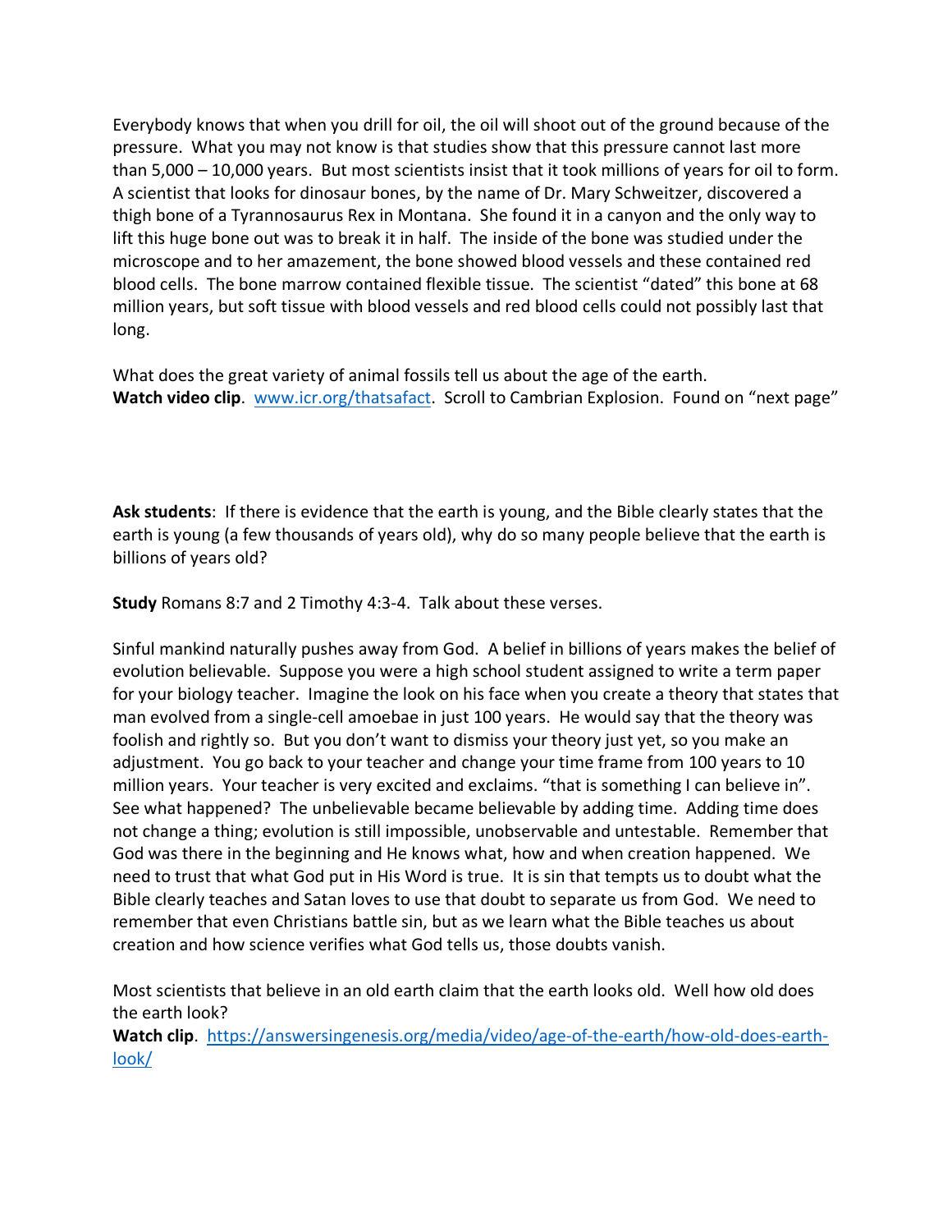Everybody knows that when you drill for oil, the oil will shoot out of the ground because of the pressure. What you may not know is that studies show that this pressure cannot last more than 5,000 – 10,000 years. But most scientists insist that it took millions of years for oil to form. A scientist that looks for dinosaur bones, by the name of Dr. Mary Schweitzer, discovered a thigh bone of a Tyrannosaurus Rex in Montana. She found it in a canyon and the only way to lift this huge bone out was to break it in half. The inside of the bone was studied under the microscope and to her amazement, the bone showed blood vessels and these contained red blood cells. The bone marrow contained flexible tissue. The scientist "dated" this bone at 68 million years, but soft tissue with blood vessels and red blood cells could not possibly last that long.

What does the great variety of animal fossils tell us about the age of the earth.
**Watch video clip**. [www.icr.org/thatsafact](www.icr.org/thatsafact). Scroll to Cambrian Explosion. Found on "next page"

**Ask students**: If there is evidence that the earth is young, and the Bible clearly states that the earth is young (a few thousands of years old), why do so many people believe that the earth is billions of years old?

**Study** Romans 8:7 and 2 Timothy 4:3-4. Talk about these verses.

Sinful mankind naturally pushes away from God. A belief in billions of years makes the belief of evolution believable. Suppose you were a high school student assigned to write a term paper for your biology teacher. Imagine the look on his face when you create a theory that states that man evolved from a single-cell amoebae in just 100 years. He would say that the theory was foolish and rightly so. But you don't want to dismiss your theory just yet, so you make an adjustment. You go back to your teacher and change your time frame from 100 years to 10 million years. Your teacher is very excited and exclaims. "that is something I can believe in". See what happened? The unbelievable became believable by adding time. Adding time does not change a thing; evolution is still impossible, unobservable and untestable. Remember that God was there in the beginning and He knows what, how and when creation happened. We need to trust that what God put in His Word is true. It is sin that tempts us to doubt what the Bible clearly teaches and Satan loves to use that doubt to separate us from God. We need to remember that even Christians battle sin, but as we learn what the Bible teaches us about creation and how science verifies what God tells us, those doubts vanish.

Most scientists that believe in an old earth claim that the earth looks old. Well how old does the earth look?
**Watch clip**. [https://answersingenesis.org/media/video/age-of-the-earth/how-old-does-earth-look/](https://answersingenesis.org/media/video/age-of-the-earth/how-old-does-earth-look/)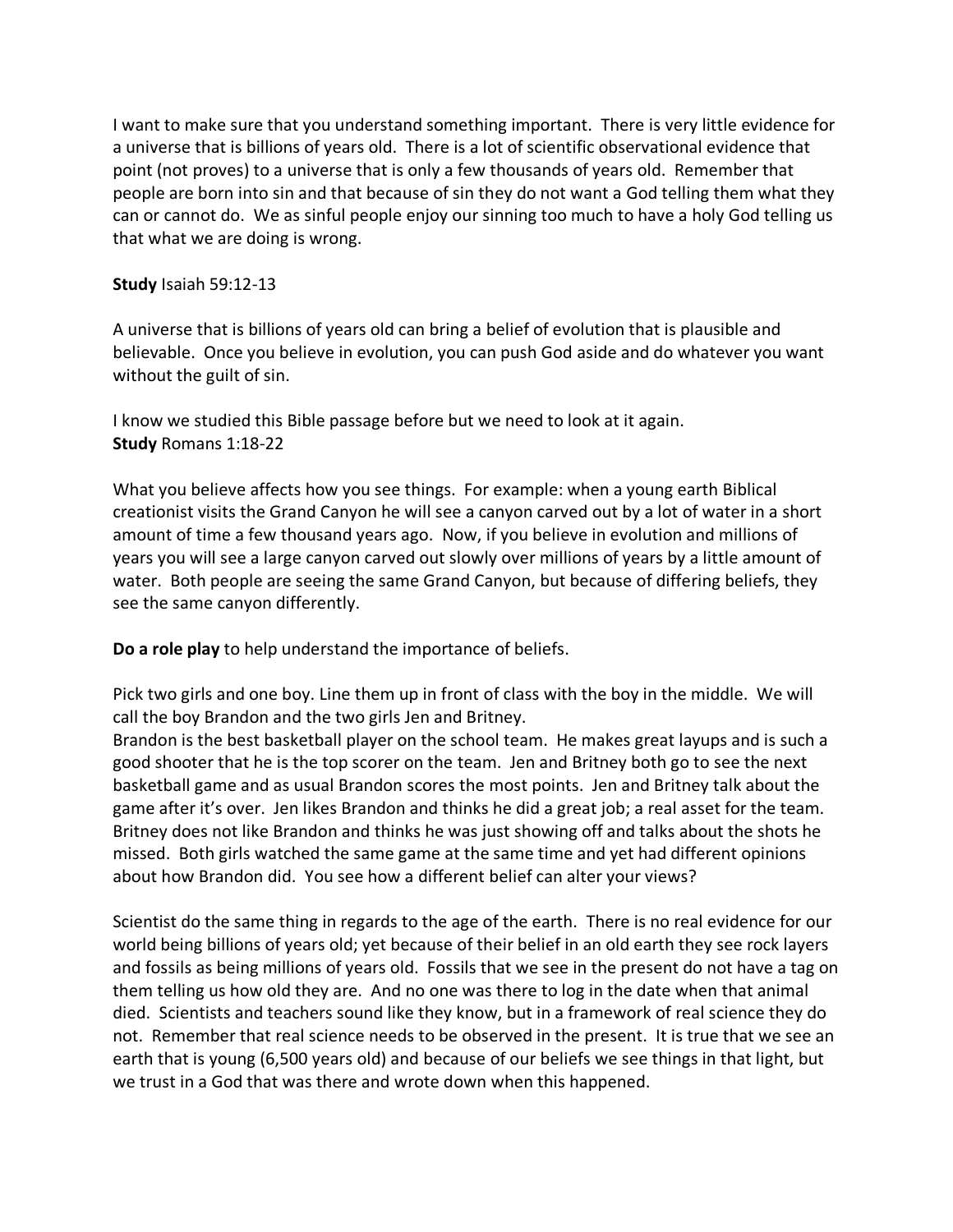I want to make sure that you understand something important. There is very little evidence for a universe that is billions of years old. There is a lot of scientific observational evidence that point (not proves) to a universe that is only a few thousands of years old. Remember that people are born into sin and that because of sin they do not want a God telling them what they can or cannot do. We as sinful people enjoy our sinning too much to have a holy God telling us that what we are doing is wrong.

**Study** Isaiah 59:12-13

A universe that is billions of years old can bring a belief of evolution that is plausible and believable. Once you believe in evolution, you can push God aside and do whatever you want without the guilt of sin.

I know we studied this Bible passage before but we need to look at it again.
**Study** Romans 1:18-22

What you believe affects how you see things. For example: when a young earth Biblical creationist visits the Grand Canyon he will see a canyon carved out by a lot of water in a short amount of time a few thousand years ago. Now, if you believe in evolution and millions of years you will see a large canyon carved out slowly over millions of years by a little amount of water. Both people are seeing the same Grand Canyon, but because of differing beliefs, they see the same canyon differently.

**Do a role play** to help understand the importance of beliefs.

Pick two girls and one boy. Line them up in front of class with the boy in the middle. We will call the boy Brandon and the two girls Jen and Britney.
Brandon is the best basketball player on the school team. He makes great layups and is such a good shooter that he is the top scorer on the team. Jen and Britney both go to see the next basketball game and as usual Brandon scores the most points. Jen and Britney talk about the game after it's over. Jen likes Brandon and thinks he did a great job; a real asset for the team. Britney does not like Brandon and thinks he was just showing off and talks about the shots he missed. Both girls watched the same game at the same time and yet had different opinions about how Brandon did. You see how a different belief can alter your views?

Scientist do the same thing in regards to the age of the earth. There is no real evidence for our world being billions of years old; yet because of their belief in an old earth they see rock layers and fossils as being millions of years old. Fossils that we see in the present do not have a tag on them telling us how old they are. And no one was there to log in the date when that animal died. Scientists and teachers sound like they know, but in a framework of real science they do not. Remember that real science needs to be observed in the present. It is true that we see an earth that is young (6,500 years old) and because of our beliefs we see things in that light, but we trust in a God that was there and wrote down when this happened.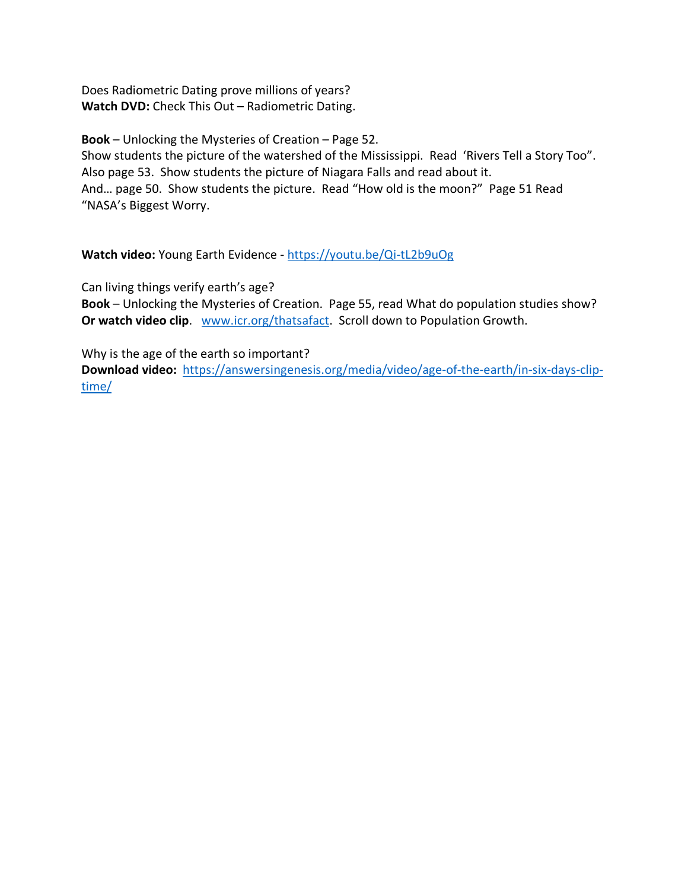Does Radiometric Dating prove millions of years?
**Watch DVD:** Check This Out – Radiometric Dating.

**Book** – Unlocking the Mysteries of Creation – Page 52.
Show students the picture of the watershed of the Mississippi. Read 'Rivers Tell a Story Too". Also page 53. Show students the picture of Niagara Falls and read about it.
And… page 50. Show students the picture. Read "How old is the moon?" Page 51 Read "NASA's Biggest Worry.

**Watch video:** Young Earth Evidence - https://youtu.be/Qi-tL2b9uOg

Can living things verify earth's age?
**Book** – Unlocking the Mysteries of Creation. Page 55, read What do population studies show?
**Or watch video clip**. www.icr.org/thatsafact. Scroll down to Population Growth.

Why is the age of the earth so important?
**Download video:** https://answersingenesis.org/media/video/age-of-the-earth/in-six-days-clip-time/